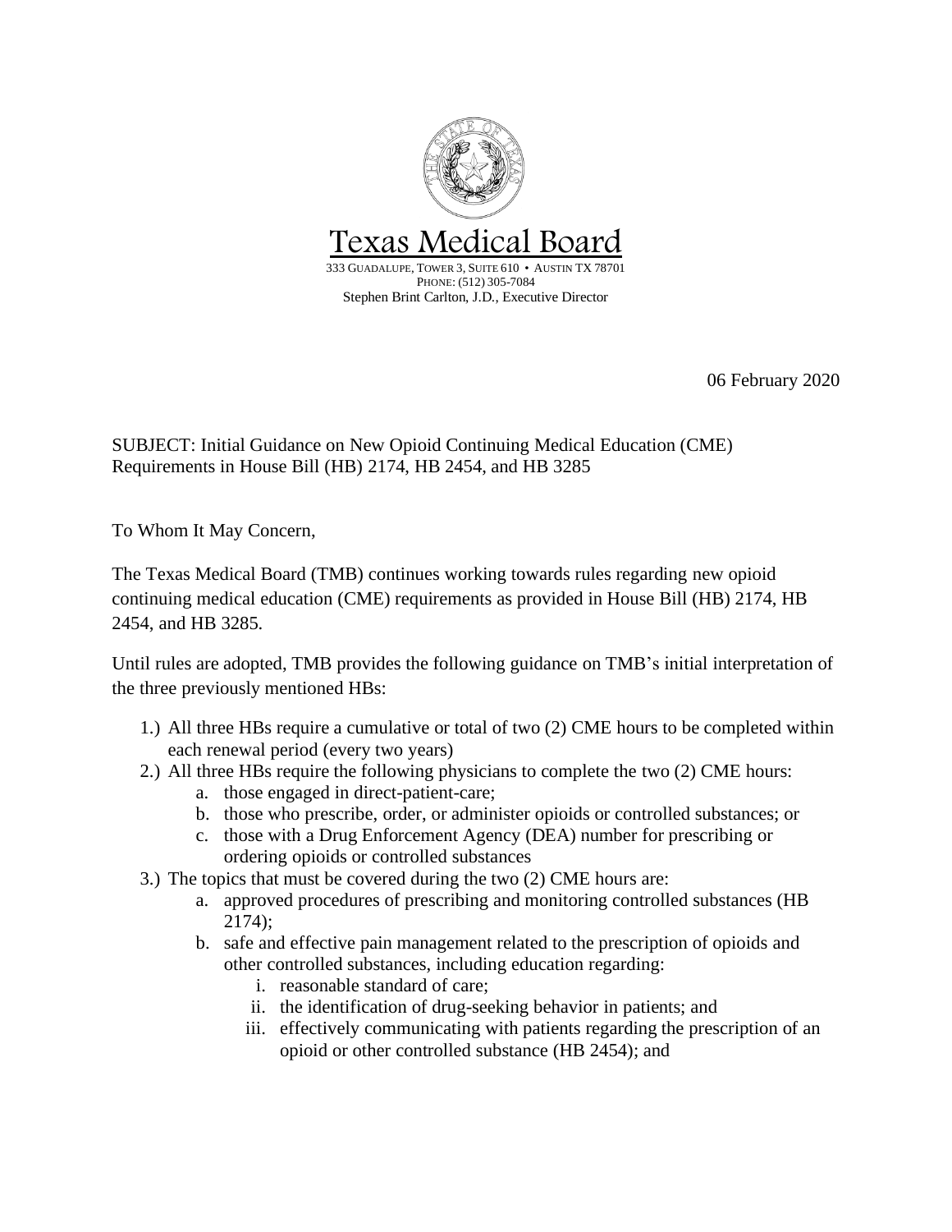# Texas Medical Board

333 GUADALUPE, TOWER 3, SUITE 610 • AUSTIN TX 78701
PHONE: (512) 305-7084
Stephen Brint Carlton, J.D., Executive Director

06 February 2020

SUBJECT: Initial Guidance on New Opioid Continuing Medical Education (CME) Requirements in House Bill (HB) 2174, HB 2454, and HB 3285

To Whom It May Concern,

The Texas Medical Board (TMB) continues working towards rules regarding new opioid continuing medical education (CME) requirements as provided in House Bill (HB) 2174, HB 2454, and HB 3285.

Until rules are adopted, TMB provides the following guidance on TMB's initial interpretation of the three previously mentioned HBs:

1.) All three HBs require a cumulative or total of two (2) CME hours to be completed within each renewal period (every two years)
2.) All three HBs require the following physicians to complete the two (2) CME hours:
    a. those engaged in direct-patient-care;
    b. those who prescribe, order, or administer opioids or controlled substances; or
    c. those with a Drug Enforcement Agency (DEA) number for prescribing or ordering opioids or controlled substances
3.) The topics that must be covered during the two (2) CME hours are:
    a. approved procedures of prescribing and monitoring controlled substances (HB 2174);
    b. safe and effective pain management related to the prescription of opioids and other controlled substances, including education regarding:
        i. reasonable standard of care;
        ii. the identification of drug-seeking behavior in patients; and
        iii. effectively communicating with patients regarding the prescription of an opioid or other controlled substance (HB 2454); and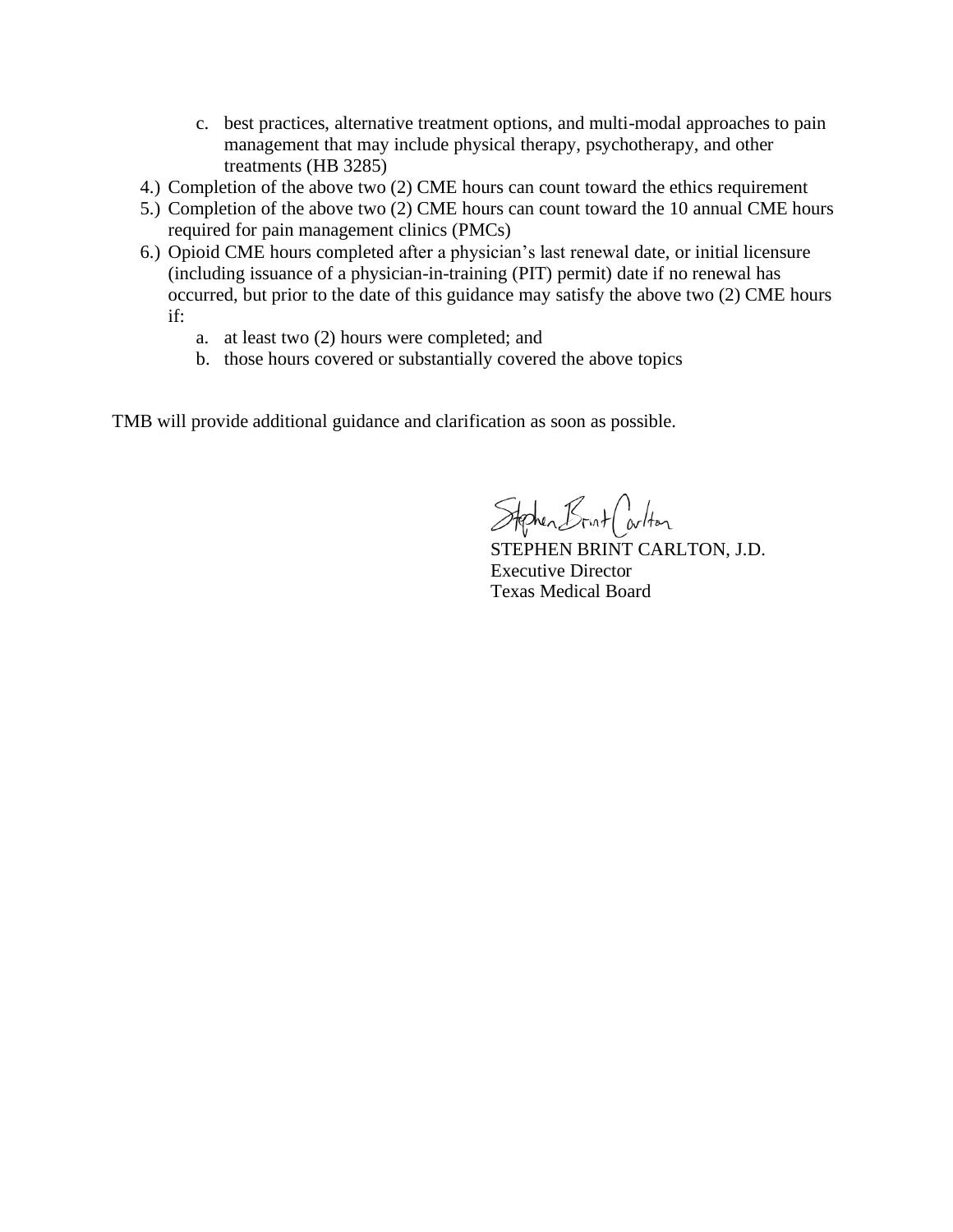c. best practices, alternative treatment options, and multi-modal approaches to pain management that may include physical therapy, psychotherapy, and other treatments (HB 3285)

4.) Completion of the above two (2) CME hours can count toward the ethics requirement

5.) Completion of the above two (2) CME hours can count toward the 10 annual CME hours required for pain management clinics (PMCs)

6.) Opioid CME hours completed after a physician's last renewal date, or initial licensure (including issuance of a physician-in-training (PIT) permit) date if no renewal has occurred, but prior to the date of this guidance may satisfy the above two (2) CME hours if:

   a. at least two (2) hours were completed; and
   b. those hours covered or substantially covered the above topics

TMB will provide additional guidance and clarification as soon as possible.

Stephen Brint Carlton

STEPHEN BRINT CARLTON, J.D.
Executive Director
Texas Medical Board